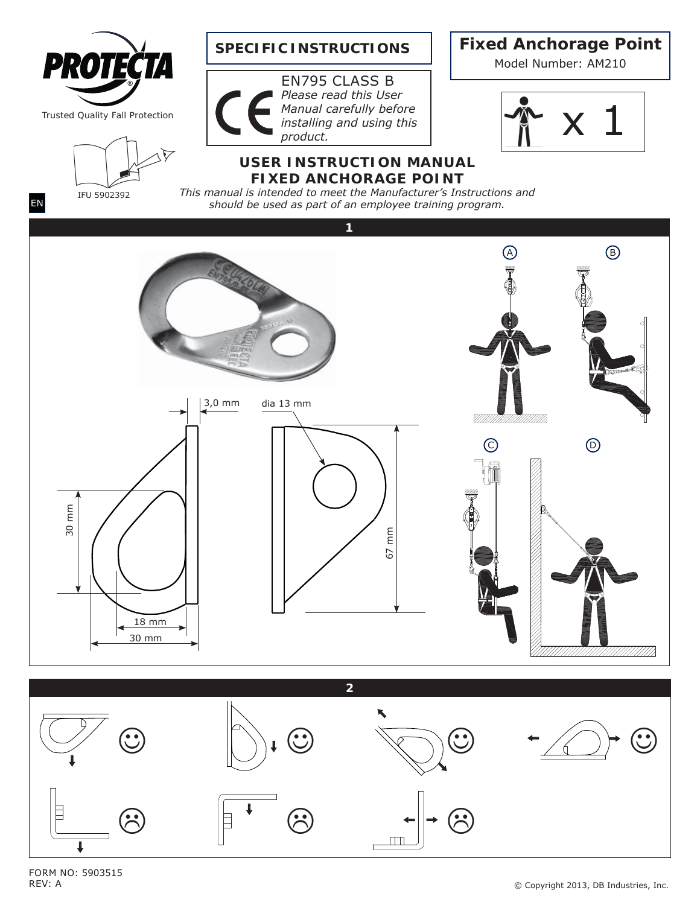PROTECTA

Trusted Quality Fall Protection

IFU 5902392

EN

## SPECIFIC INSTRUCTIONS

EN795 CLASS B

*Please read this User Manual carefully before installing and using this product.*

## Fixed Anchorage Point

Model Number: AM210

x 1

# USER INSTRUCTION MANUAL
# FIXED ANCHORAGE POINT

*This manual is intended to meet the Manufacturer's Instructions and should be used as part of an employee training program.*

## 1

3,0 mm

dia 13 mm

30 mm

67 mm

18 mm

30 mm

A B C D

## 2

FORM NO: 5903515
REV: A

© Copyright 2013, DB Industries, Inc.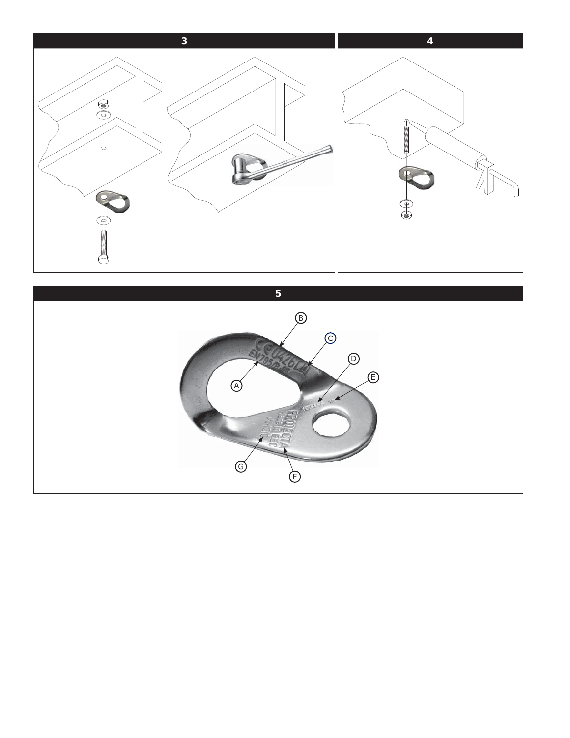## 3

## 4

## 5

A

B

C

D

E

F

G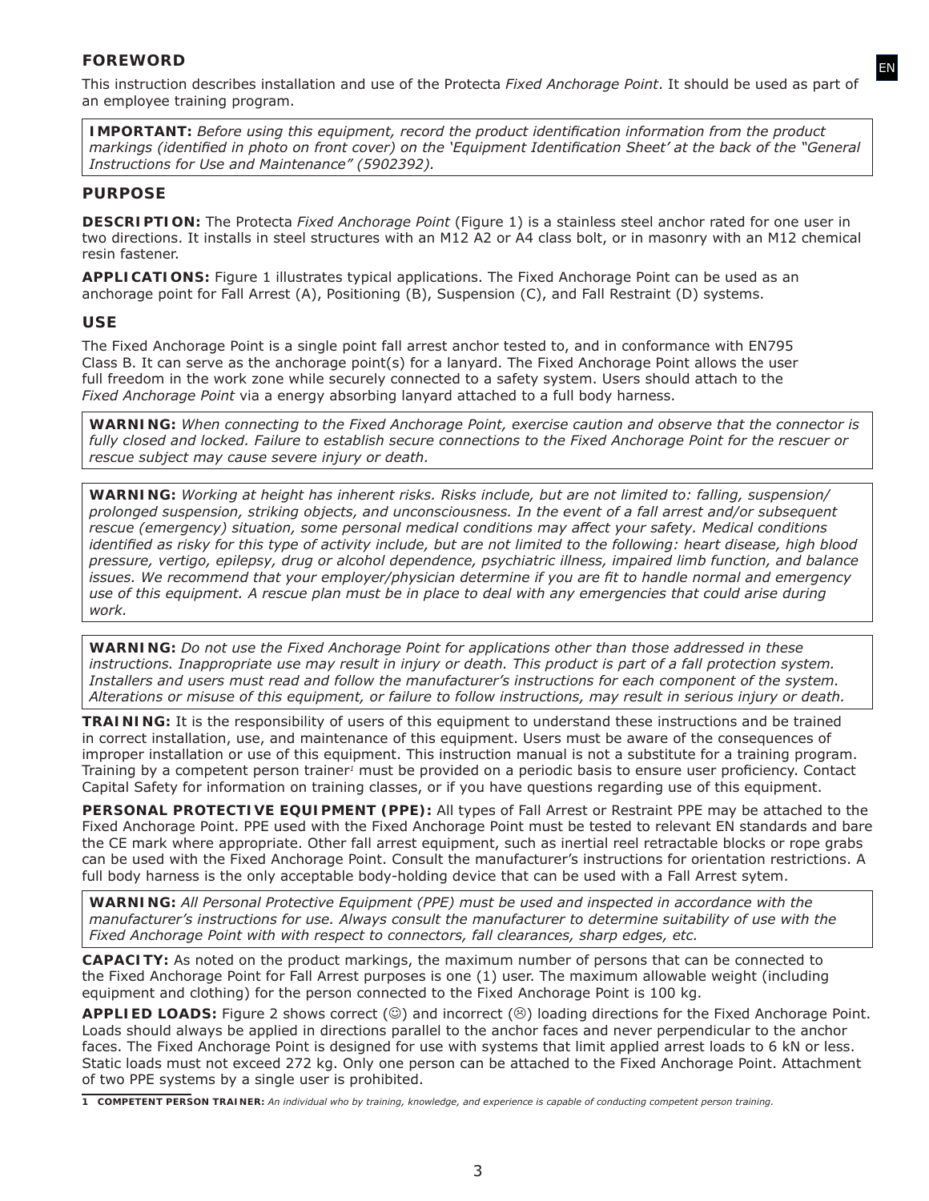## FOREWORD

This instruction describes installation and use of the Protecta *Fixed Anchorage Point*. It should be used as part of an employee training program.

> **IMPORTANT:** *Before using this equipment, record the product identification information from the product markings (identified in photo on front cover) on the 'Equipment Identification Sheet' at the back of the "General Instructions for Use and Maintenance" (5902392).*

## PURPOSE

**DESCRIPTION:** The Protecta *Fixed Anchorage Point* (Figure 1) is a stainless steel anchor rated for one user in two directions. It installs in steel structures with an M12 A2 or A4 class bolt, or in masonry with an M12 chemical resin fastener.

**APPLICATIONS:** Figure 1 illustrates typical applications. The Fixed Anchorage Point can be used as an anchorage point for Fall Arrest (A), Positioning (B), Suspension (C), and Fall Restraint (D) systems.

## USE

The Fixed Anchorage Point is a single point fall arrest anchor tested to, and in conformance with EN795 Class B. It can serve as the anchorage point(s) for a lanyard. The Fixed Anchorage Point allows the user full freedom in the work zone while securely connected to a safety system. Users should attach to the *Fixed Anchorage Point* via a energy absorbing lanyard attached to a full body harness.

> **WARNING:** *When connecting to the Fixed Anchorage Point, exercise caution and observe that the connector is fully closed and locked. Failure to establish secure connections to the Fixed Anchorage Point for the rescuer or rescue subject may cause severe injury or death.*

> **WARNING:** *Working at height has inherent risks. Risks include, but are not limited to: falling, suspension/ prolonged suspension, striking objects, and unconsciousness. In the event of a fall arrest and/or subsequent rescue (emergency) situation, some personal medical conditions may affect your safety. Medical conditions identified as risky for this type of activity include, but are not limited to the following: heart disease, high blood pressure, vertigo, epilepsy, drug or alcohol dependence, psychiatric illness, impaired limb function, and balance issues. We recommend that your employer/physician determine if you are fit to handle normal and emergency use of this equipment. A rescue plan must be in place to deal with any emergencies that could arise during work.*

> **WARNING:** *Do not use the Fixed Anchorage Point for applications other than those addressed in these instructions. Inappropriate use may result in injury or death. This product is part of a fall protection system. Installers and users must read and follow the manufacturer's instructions for each component of the system. Alterations or misuse of this equipment, or failure to follow instructions, may result in serious injury or death.*

**TRAINING:** It is the responsibility of users of this equipment to understand these instructions and be trained in correct installation, use, and maintenance of this equipment. Users must be aware of the consequences of improper installation or use of this equipment. This instruction manual is not a substitute for a training program. Training by a competent person trainer[1] must be provided on a periodic basis to ensure user proficiency. Contact Capital Safety for information on training classes, or if you have questions regarding use of this equipment.

**PERSONAL PROTECTIVE EQUIPMENT (PPE):** All types of Fall Arrest or Restraint PPE may be attached to the Fixed Anchorage Point. PPE used with the Fixed Anchorage Point must be tested to relevant EN standards and bare the CE mark where appropriate. Other fall arrest equipment, such as inertial reel retractable blocks or rope grabs can be used with the Fixed Anchorage Point. Consult the manufacturer's instructions for orientation restrictions. A full body harness is the only acceptable body-holding device that can be used with a Fall Arrest sytem.

> **WARNING:** *All Personal Protective Equipment (PPE) must be used and inspected in accordance with the manufacturer's instructions for use. Always consult the manufacturer to determine suitability of use with the Fixed Anchorage Point with with respect to connectors, fall clearances, sharp edges, etc.*

**CAPACITY:** As noted on the product markings, the maximum number of persons that can be connected to the Fixed Anchorage Point for Fall Arrest purposes is one (1) user. The maximum allowable weight (including equipment and clothing) for the person connected to the Fixed Anchorage Point is 100 kg.

**APPLIED LOADS:** Figure 2 shows correct (☺) and incorrect (☹) loading directions for the Fixed Anchorage Point. Loads should always be applied in directions parallel to the anchor faces and never perpendicular to the anchor faces. The Fixed Anchorage Point is designed for use with systems that limit applied arrest loads to 6 kN or less. Static loads must not exceed 272 kg. Only one person can be attached to the Fixed Anchorage Point. Attachment of two PPE systems by a single user is prohibited.

---

1 **COMPETENT PERSON TRAINER:** *An individual who by training, knowledge, and experience is capable of conducting competent person training.*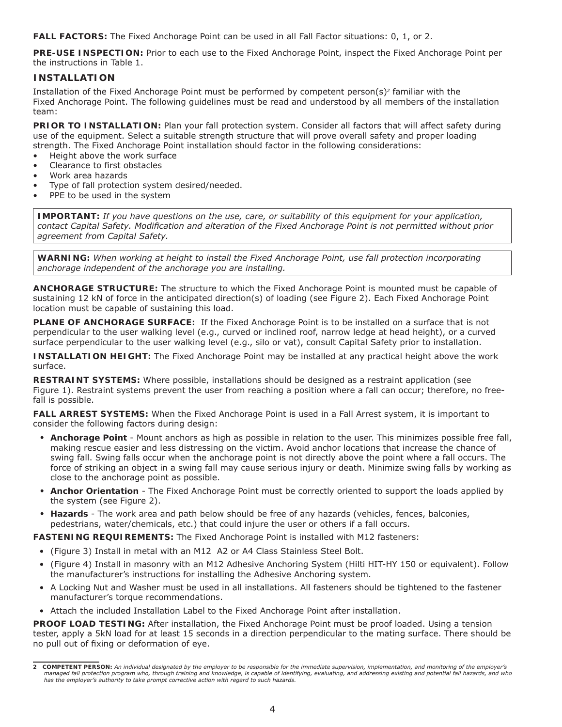**FALL FACTORS:** The Fixed Anchorage Point can be used in all Fall Factor situations: 0, 1, or 2.

**PRE-USE INSPECTION:** Prior to each use to the Fixed Anchorage Point, inspect the Fixed Anchorage Point per the instructions in Table 1.

## INSTALLATION

Installation of the Fixed Anchorage Point must be performed by competent person(s)[2] familiar with the Fixed Anchorage Point. The following guidelines must be read and understood by all members of the installation team:

**PRIOR TO INSTALLATION:** Plan your fall protection system. Consider all factors that will affect safety during use of the equipment. Select a suitable strength structure that will prove overall safety and proper loading strength. The Fixed Anchorage Point installation should factor in the following considerations:

- Height above the work surface
- Clearance to first obstacles
- Work area hazards
- Type of fall protection system desired/needed.
- PPE to be used in the system

> **IMPORTANT:** *If you have questions on the use, care, or suitability of this equipment for your application, contact Capital Safety. Modification and alteration of the Fixed Anchorage Point is not permitted without prior agreement from Capital Safety.*

> **WARNING:** *When working at height to install the Fixed Anchorage Point, use fall protection incorporating anchorage independent of the anchorage you are installing.*

**ANCHORAGE STRUCTURE:** The structure to which the Fixed Anchorage Point is mounted must be capable of sustaining 12 kN of force in the anticipated direction(s) of loading (see Figure 2). Each Fixed Anchorage Point location must be capable of sustaining this load.

**PLANE OF ANCHORAGE SURFACE:** If the Fixed Anchorage Point is to be installed on a surface that is not perpendicular to the user walking level (e.g., curved or inclined roof, narrow ledge at head height), or a curved surface perpendicular to the user walking level (e.g., silo or vat), consult Capital Safety prior to installation.

**INSTALLATION HEIGHT:** The Fixed Anchorage Point may be installed at any practical height above the work surface.

**RESTRAINT SYSTEMS:** Where possible, installations should be designed as a restraint application (see Figure 1). Restraint systems prevent the user from reaching a position where a fall can occur; therefore, no free-fall is possible.

**FALL ARREST SYSTEMS:** When the Fixed Anchorage Point is used in a Fall Arrest system, it is important to consider the following factors during design:

- **Anchorage Point** - Mount anchors as high as possible in relation to the user. This minimizes possible free fall, making rescue easier and less distressing on the victim. Avoid anchor locations that increase the chance of swing fall. Swing falls occur when the anchorage point is not directly above the point where a fall occurs. The force of striking an object in a swing fall may cause serious injury or death. Minimize swing falls by working as close to the anchorage point as possible.
- **Anchor Orientation** - The Fixed Anchorage Point must be correctly oriented to support the loads applied by the system (see Figure 2).
- **Hazards** - The work area and path below should be free of any hazards (vehicles, fences, balconies, pedestrians, water/chemicals, etc.) that could injure the user or others if a fall occurs.

**FASTENING REQUIREMENTS:** The Fixed Anchorage Point is installed with M12 fasteners:

- (Figure 3) Install in metal with an M12 A2 or A4 Class Stainless Steel Bolt.
- (Figure 4) Install in masonry with an M12 Adhesive Anchoring System (Hilti HIT-HY 150 or equivalent). Follow the manufacturer's instructions for installing the Adhesive Anchoring system.
- A Locking Nut and Washer must be used in all installations. All fasteners should be tightened to the fastener manufacturer's torque recommendations.
- Attach the included Installation Label to the Fixed Anchorage Point after installation.

**PROOF LOAD TESTING:** After installation, the Fixed Anchorage Point must be proof loaded. Using a tension tester, apply a 5kN load for at least 15 seconds in a direction perpendicular to the mating surface. There should be no pull out of fixing or deformation of eye.

---

[2] **COMPETENT PERSON:** *An individual designated by the employer to be responsible for the immediate supervision, implementation, and monitoring of the employer's managed fall protection program who, through training and knowledge, is capable of identifying, evaluating, and addressing existing and potential fall hazards, and who has the employer's authority to take prompt corrective action with regard to such hazards.*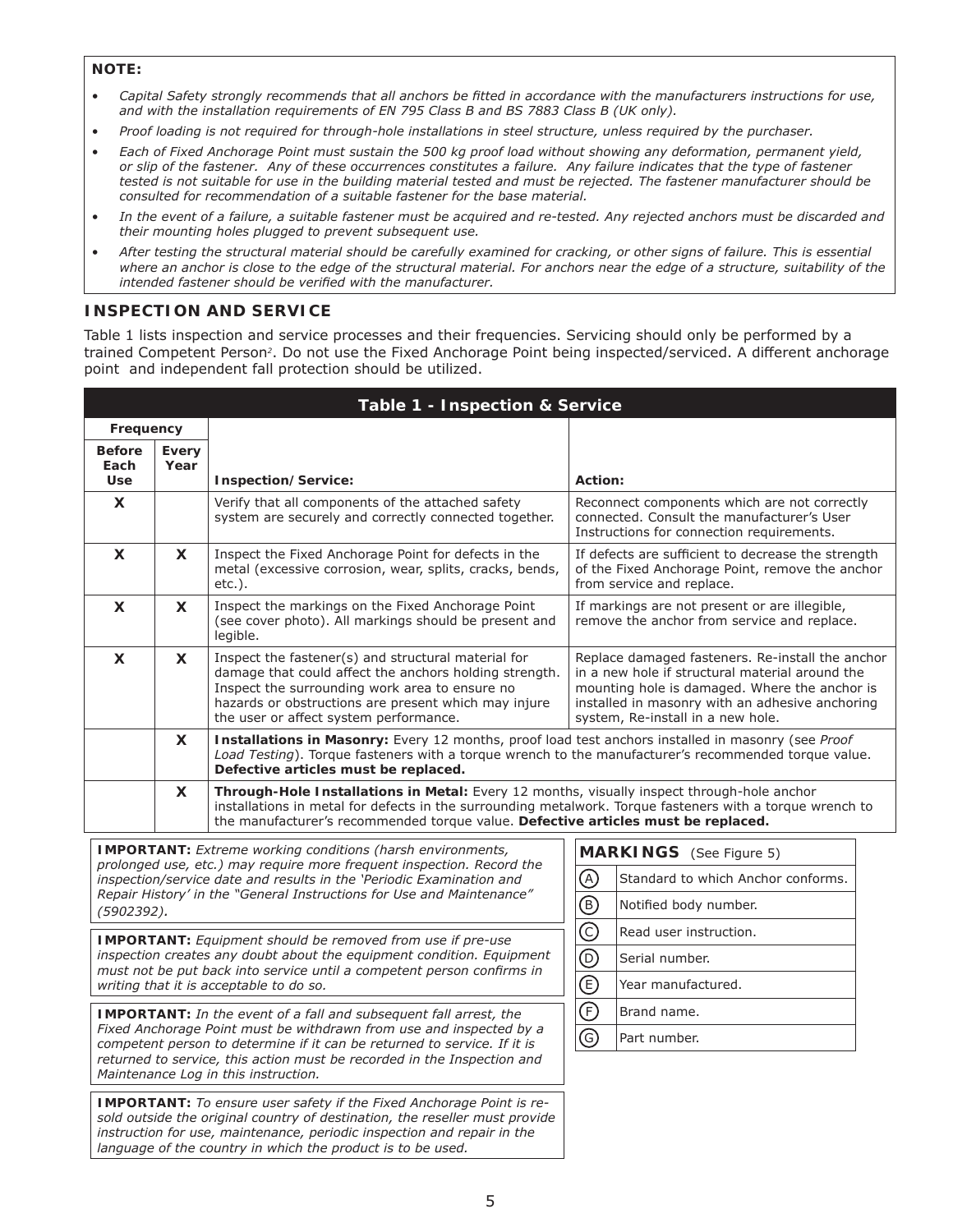**NOTE:**

- *Capital Safety strongly recommends that all anchors be fitted in accordance with the manufacturers instructions for use, and with the installation requirements of EN 795 Class B and BS 7883 Class B (UK only).*
- *Proof loading is not required for through-hole installations in steel structure, unless required by the purchaser.*
- *Each of Fixed Anchorage Point must sustain the 500 kg proof load without showing any deformation, permanent yield, or slip of the fastener. Any of these occurrences constitutes a failure. Any failure indicates that the type of fastener tested is not suitable for use in the building material tested and must be rejected. The fastener manufacturer should be consulted for recommendation of a suitable fastener for the base material.*
- *In the event of a failure, a suitable fastener must be acquired and re-tested. Any rejected anchors must be discarded and their mounting holes plugged to prevent subsequent use.*
- *After testing the structural material should be carefully examined for cracking, or other signs of failure. This is essential where an anchor is close to the edge of the structural material. For anchors near the edge of a structure, suitability of the intended fastener should be verified with the manufacturer.*

## INSPECTION AND SERVICE

Table 1 lists inspection and service processes and their frequencies. Servicing should only be performed by a trained Competent Person[2]. Do not use the Fixed Anchorage Point being inspected/serviced. A different anchorage point and independent fall protection should be utilized.

**Table 1 - Inspection & Service**

| Frequency | | | |
|---|---|---|---|
| **Before Each Use** | **Every Year** | **Inspection/Service:** | **Action:** |
| **X** | | Verify that all components of the attached safety system are securely and correctly connected together. | Reconnect components which are not correctly connected. Consult the manufacturer's User Instructions for connection requirements. |
| **X** | **X** | Inspect the Fixed Anchorage Point for defects in the metal (excessive corrosion, wear, splits, cracks, bends, etc.). | If defects are sufficient to decrease the strength of the Fixed Anchorage Point, remove the anchor from service and replace. |
| **X** | **X** | Inspect the markings on the Fixed Anchorage Point (see cover photo). All markings should be present and legible. | If markings are not present or are illegible, remove the anchor from service and replace. |
| **X** | **X** | Inspect the fastener(s) and structural material for damage that could affect the anchors holding strength. Inspect the surrounding work area to ensure no hazards or obstructions are present which may injure the user or affect system performance. | Replace damaged fasteners. Re-install the anchor in a new hole if structural material around the mounting hole is damaged. Where the anchor is installed in masonry with an adhesive anchoring system, Re-install in a new hole. |
| | **X** | **Installations in Masonry:** Every 12 months, proof load test anchors installed in masonry (see *Proof Load Testing*). Torque fasteners with a torque wrench to the manufacturer's recommended torque value. **Defective articles must be replaced.** | |
| | **X** | **Through-Hole Installations in Metal:** Every 12 months, visually inspect through-hole anchor installations in metal for defects in the surrounding metalwork. Torque fasteners with a torque wrench to the manufacturer's recommended torque value. **Defective articles must be replaced.** | |

**IMPORTANT:** *Extreme working conditions (harsh environments, prolonged use, etc.) may require more frequent inspection. Record the inspection/service date and results in the 'Periodic Examination and Repair History' in the "General Instructions for Use and Maintenance" (5902392).*

**IMPORTANT:** *Equipment should be removed from use if pre-use inspection creates any doubt about the equipment condition. Equipment must not be put back into service until a competent person confirms in writing that it is acceptable to do so.*

**IMPORTANT:** *In the event of a fall and subsequent fall arrest, the Fixed Anchorage Point must be withdrawn from use and inspected by a competent person to determine if it can be returned to service. If it is returned to service, this action must be recorded in the Inspection and Maintenance Log in this instruction.*

**IMPORTANT:** *To ensure user safety if the Fixed Anchorage Point is re-sold outside the original country of destination, the reseller must provide instruction for use, maintenance, periodic inspection and repair in the language of the country in which the product is to be used.*

| **MARKINGS** (See Figure 5) | |
|---|---|
| A | Standard to which Anchor conforms. |
| B | Notified body number. |
| C | Read user instruction. |
| D | Serial number. |
| E | Year manufactured. |
| F | Brand name. |
| G | Part number. |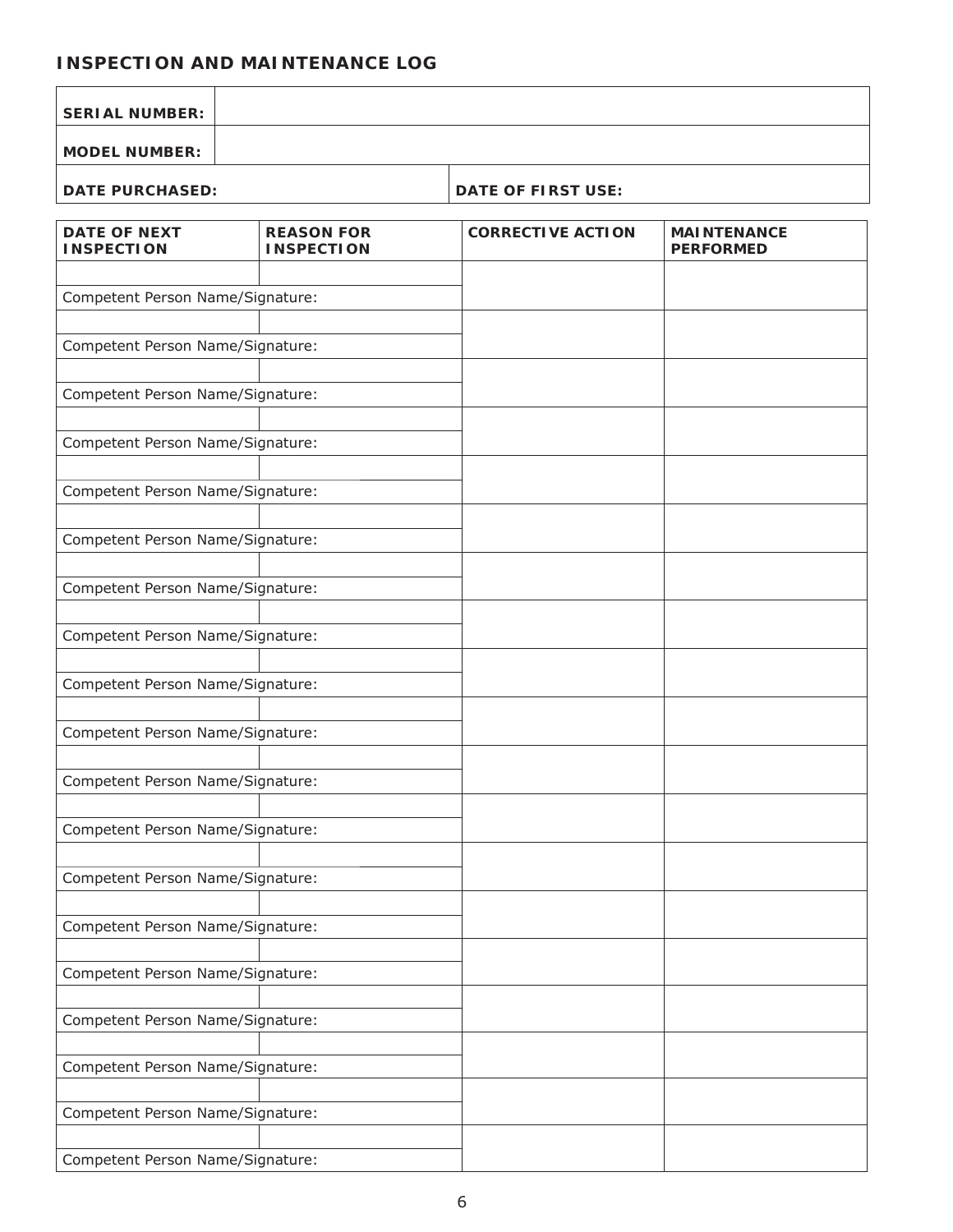## INSPECTION AND MAINTENANCE LOG

| **SERIAL NUMBER:** | |
|---|---|
| **MODEL NUMBER:** | |
| **DATE PURCHASED:** | **DATE OF FIRST USE:** |

| **DATE OF NEXT INSPECTION** | **REASON FOR INSPECTION** | **CORRECTIVE ACTION** | **MAINTENANCE PERFORMED** |
|---|---|---|---|
| | | | |
| Competent Person Name/Signature: | | | |
| | | | |
| Competent Person Name/Signature: | | | |
| | | | |
| Competent Person Name/Signature: | | | |
| | | | |
| Competent Person Name/Signature: | | | |
| | | | |
| Competent Person Name/Signature: | | | |
| | | | |
| Competent Person Name/Signature: | | | |
| | | | |
| Competent Person Name/Signature: | | | |
| | | | |
| Competent Person Name/Signature: | | | |
| | | | |
| Competent Person Name/Signature: | | | |
| | | | |
| Competent Person Name/Signature: | | | |
| | | | |
| Competent Person Name/Signature: | | | |
| | | | |
| Competent Person Name/Signature: | | | |
| | | | |
| Competent Person Name/Signature: | | | |
| | | | |
| Competent Person Name/Signature: | | | |
| | | | |
| Competent Person Name/Signature: | | | |
| | | | |
| Competent Person Name/Signature: | | | |
| | | | |
| Competent Person Name/Signature: | | | |
| | | | |
| Competent Person Name/Signature: | | | |
| | | | |
| Competent Person Name/Signature: | | | |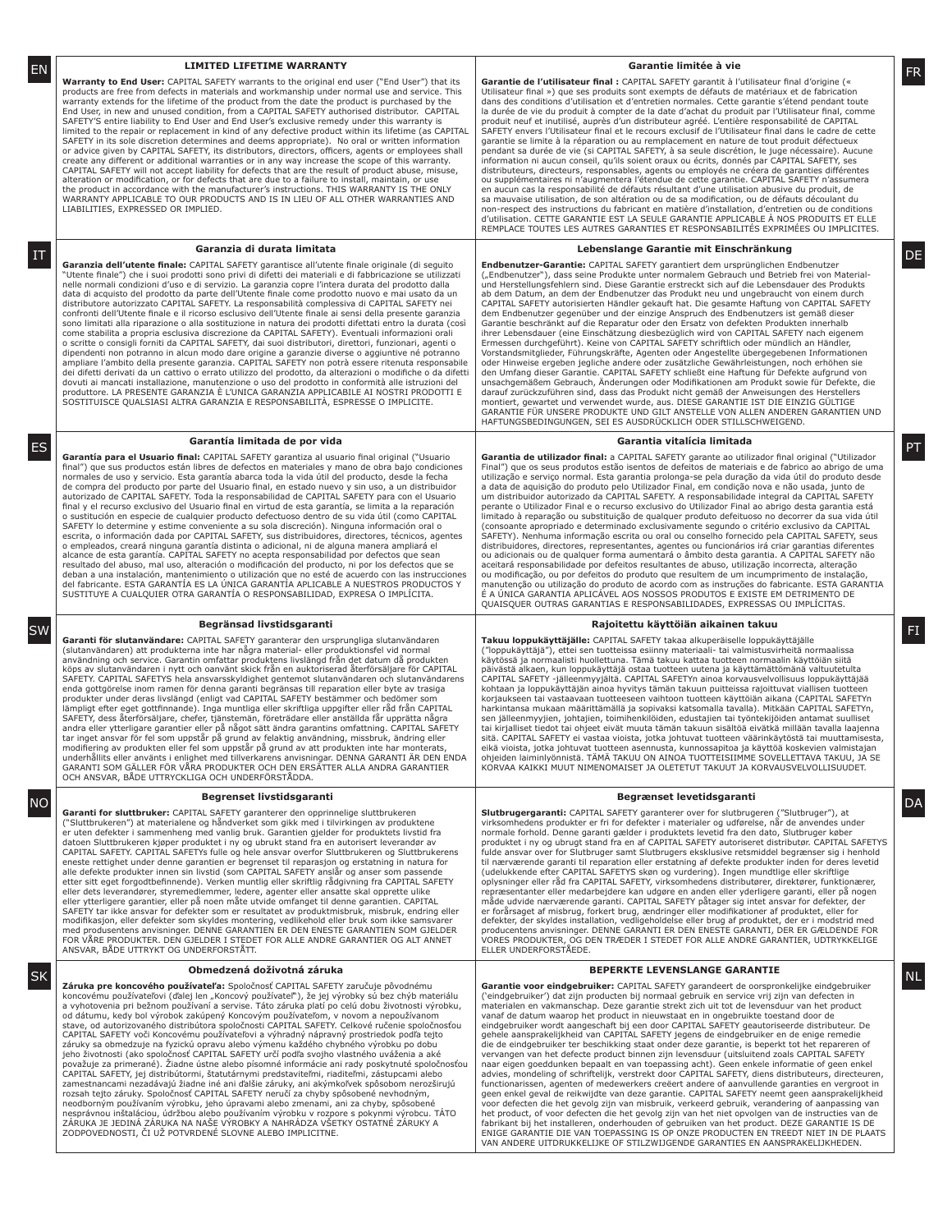## EN

### LIMITED LIFETIME WARRANTY

**Warranty to End User:** CAPITAL SAFETY warrants to the original end user ("End User") that its products are free from defects in materials and workmanship under normal use and service. This warranty extends for the lifetime of the product from the date the product is purchased by the End User, in new and unused condition, from a CAPITAL SAFETY authorised distributor. CAPITAL SAFETY'S entire liability to End User and End User's exclusive remedy under this warranty is limited to the repair or replacement in kind of any defective product within its lifetime (as CAPITAL SAFETY in its sole discretion determines and deems appropriate). No oral or written information or advice given by CAPITAL SAFETY, its distributors, directors, officers, agents or employees shall create any different or additional warranties or in any way increase the scope of this warranty. CAPITAL SAFETY will not accept liability for defects that are the result of product abuse, misuse, alteration or modification, or for defects that are due to a failure to install, maintain, or use the product in accordance with the manufacturer's instructions. THIS WARRANTY IS THE ONLY WARRANTY APPLICABLE TO OUR PRODUCTS AND IS IN LIEU OF ALL OTHER WARRANTIES AND LIABILITIES, EXPRESSED OR IMPLIED.

## FR

### Garantie limitée à vie

**Garantie de l'utilisateur final :** CAPITAL SAFETY garantit à l'utilisateur final d'origine (« Utilisateur final ») que ses produits sont exempts de défauts de matériaux et de fabrication dans des conditions d'utilisation et d'entretien normales. Cette garantie s'étend pendant toute la durée de vie du produit à compter de la date d'achat du produit par l'Utilisateur final, comme produit neuf et inutilisé, auprès d'un distributeur agréé. L'entière responsabilité de CAPITAL SAFETY envers l'Utilisateur final et le recours exclusif de l'Utilisateur final dans le cadre de cette garantie se limite à la réparation ou au remplacement en nature de tout produit défectueux pendant sa durée de vie (si CAPITAL SAFETY, à sa seule discrétion, le juge nécessaire). Aucune information ni aucun conseil, qu'ils soient oraux ou écrits, donnés par CAPITAL SAFETY, ses distributeurs, directeurs, responsables, agents ou employés ne créera de garanties différentes ou supplémentaires ni n'augmentera l'étendue de cette garantie. CAPITAL SAFETY n'assumera en aucun cas la responsabilité de défauts résultant d'une utilisation abusive du produit, de sa mauvaise utilisation, de son altération ou de sa modification, ou de défauts découlant du non-respect des instructions du fabricant en matière d'installation, d'entretien ou de conditions d'utilisation. CETTE GARANTIE EST LA SEULE GARANTIE APPLICABLE À NOS PRODUITS ET ELLE REMPLACE TOUTES LES AUTRES GARANTIES ET RESPONSABILITÉS EXPRIMÉES OU IMPLICITES.

## IT

### Garanzia di durata limitata

**Garanzia dell'utente finale:** CAPITAL SAFETY garantisce all'utente finale originale (di seguito "Utente finale") che i suoi prodotti sono privi di difetti dei materiali e di fabbricazione se utilizzati nelle normali condizioni d'uso e di servizio. La garanzia copre l'intera durata del prodotto dalla data di acquisto del prodotto da parte dell'Utente finale come prodotto nuovo e mai usato da un distributore autorizzato CAPITAL SAFETY. La responsabilità complessiva di CAPITAL SAFETY nei confronti dell'Utente finale e il ricorso esclusivo dell'Utente finale ai sensi della presente garanzia sono limitati alla riparazione o alla sostituzione in natura dei prodotti difettati entro la durata (così come stabilita a propria esclusiva discrezione da CAPITAL SAFETY). Eventuali informazioni orali o scritte o consigli forniti da CAPITAL SAFETY, dai suoi distributori, direttori, funzionari, agenti o dipendenti non potranno in alcun modo dare origine a garanzie diverse o aggiuntive né potranno ampliare l'ambito della presente garanzia. CAPITAL SAFETY non potrà essere ritenuta responsabile dei difetti derivati da un cattivo o errato utilizzo del prodotto, da alterazioni o modifiche o da difetti dovuti ai mancati installazione, manutenzione o uso del prodotto in conformità alle istruzioni del produttore. LA PRESENTE GARANZIA È L'UNICA GARANZIA APPLICABILE AI NOSTRI PRODOTTI E SOSTITUISCE QUALSIASI ALTRA GARANZIA E RESPONSABILITÀ, ESPRESSE O IMPLICITE.

## DE

### Lebenslange Garantie mit Einschränkung

**Endbenutzer-Garantie:** CAPITAL SAFETY garantiert dem ursprünglichen Endbenutzer („Endbenutzer"), dass seine Produkte unter normalem Gebrauch und Betrieb frei von Material- und Herstellungsfehlern sind. Diese Garantie erstreckt sich auf die Lebensdauer des Produkts ab dem Datum, an dem der Endbenutzer das Produkt neu und ungebraucht von einem durch CAPITAL SAFETY autorisierten Händler gekauft hat. Die gesamte Haftung von CAPITAL SAFETY dem Endbenutzer gegenüber und der einzige Anspruch des Endbenutzers ist gemäß dieser Garantie beschränkt auf die Reparatur oder den Ersatz von defekten Produkten innerhalb ihrer Lebensdauer (eine Einschätzung diesbezüglich wird von CAPITAL SAFETY nach eigenem Ermessen durchgeführt). Keine von CAPITAL SAFETY schriftlich oder mündlich an Händler, Vorstandsmitglieder, Führungskräfte, Agenten oder Angestellte übergegebenen Informationen oder Hinweise ergeben jegliche andere oder zusätzliche Gewährleistungen, noch erhöhen sie den Umfang dieser Garantie. CAPITAL SAFETY schließt eine Haftung für Defekte aufgrund von unsachgemäßem Gebrauch, Änderungen oder Modifikationen am Produkt sowie für Defekte, die darauf zurückzuführen sind, dass das Produkt nicht gemäß der Anweisungen des Herstellers montiert, gewartet und verwendet wurde, aus. DIESE GARANTIE IST DIE EINZIG GÜLTIGE GARANTIE FÜR UNSERE PRODUKTE UND GILT ANSTELLE VON ALLEN ANDEREN GARANTIEN UND HAFTUNGSBEDINGUNGEN, SEI ES AUSDRÜCKLICH ODER STILLSCHWEIGEND.

## ES

### Garantía limitada de por vida

**Garantía para el Usuario final:** CAPITAL SAFETY garantiza al usuario final original ("Usuario final") que sus productos están libres de defectos en materiales y mano de obra bajo condiciones normales de uso y servicio. Esta garantía abarca toda la vida útil del producto, desde la fecha de compra del producto por parte del Usuario final, en estado nuevo y sin uso, a un distribuidor autorizado de CAPITAL SAFETY. Toda la responsabilidad de CAPITAL SAFETY para con el Usuario final y el recurso exclusivo del Usuario final en virtud de esta garantía, se limita a la reparación o sustitución en especie de cualquier producto defectuoso dentro de su vida útil (como CAPITAL SAFETY lo determine y estime conveniente a su sola discreción). Ninguna información oral o escrita, o información dada por CAPITAL SAFETY, sus distribuidores, directores, técnicos, agentes o empleados, creará ninguna garantía distinta o adicional, ni de alguna manera ampliará el alcance de esta garantía. CAPITAL SAFETY no acepta responsabilidad por defectos que sean resultado del abuso, mal uso, alteración o modificación del producto, ni por los defectos que se deban a una instalación, mantenimiento o utilización que no esté de acuerdo con las instrucciones del fabricante. ESTA GARANTÍA ES LA ÚNICA GARANTÍA APLICABLE A NUESTROS PRODUCTOS Y SUSTITUYE A CUALQUIER OTRA GARANTÍA O RESPONSABILIDAD, EXPRESA O IMPLÍCITA.

## PT

### Garantia vitalícia limitada

**Garantia de utilizador final:** a CAPITAL SAFETY garante ao utilizador final original ("Utilizador Final") que os seus produtos estão isentos de defeitos de materiais e de fabrico ao abrigo de uma utilização e serviço normal. Esta garantia prolonga-se pela duração da vida útil do produto desde a data de aquisição do produto pelo Utilizador Final, em condição nova e não usada, junto de um distribuidor autorizado da CAPITAL SAFETY. A responsabilidade integral da CAPITAL SAFETY perante o Utilizador Final e o recurso exclusivo do Utilizador Final ao abrigo desta garantia está limitado à reparação ou substituição de qualquer produto defeituoso no decorrer da sua vida útil (consoante apropriado e determinado exclusivamente segundo o critério exclusivo da CAPITAL SAFETY). Nenhuma informação escrita ou oral ou conselho fornecido pela CAPITAL SAFETY, seus distribuidores, directores, representantes, agentes ou funcionários irá criar garantias diferentes ou adicionais ou de qualquer forma aumentará o âmbito desta garantia. A CAPITAL SAFETY não aceitará responsabilidade por defeitos resultantes de abuso, utilização incorrecta, alteração ou modificação, ou por defeitos do produto que resultem de um incumprimento de instalação, manutenção ou utilização do produto de acordo com as instruções do fabricante. ESTA GARANTIA É A ÚNICA GARANTIA APLICÁVEL AOS NOSSOS PRODUTOS E EXISTE EM DETRIMENTO DE QUAISQUER OUTRAS GARANTIAS E RESPONSABILIDADES, EXPRESSAS OU IMPLÍCITAS.

## SW

### Begränsad livstidsgaranti

**Garanti för slutanvändare:** CAPITAL SAFETY garanterar den ursprungliga slutanvändaren (slutanvändaren) att produkterna inte har några material- eller produktionsfel vid normal användning och service. Garantin omfattar produktens livslängd från det datum då produkten köps av slutanvändaren i nytt och oanvänt skick från en auktoriserad återförsäljare för CAPITAL SAFETY. CAPITAL SAFETYS hela ansvarsskyldighet gentemot slutanvändaren och slutanvändarens enda gottgörelse inom ramen för denna garanti begränsas till reparation eller byte av trasiga produkter under deras livslängd (enligt vad CAPITAL SAFETY bestämmer och bedömer som lämpligt efter eget gottfinnande). Inga muntliga eller skriftliga uppgifter eller råd från CAPITAL SAFETY, dess återförsäljare, chefer, tjänstemän, företrädare eller anställda får upprätta några andra eller ytterligare garantier eller på något sätt ändra garantins omfattning. CAPITAL SAFETY tar inget ansvar för fel som uppstår på grund av felaktig användning, missbruk, ändring eller modifiering av produkten eller fel som uppstår på grund av att produkten inte har monterats, underhållits eller använts i enlighet med tillverkarens anvisningar. DENNA GARANTI ÄR DEN ENDA GARANTI SOM GÄLLER FÖR VÅRA PRODUKTER OCH DEN ERSÄTTER ALLA ANDRA GARANTIER OCH ANSVAR, BÅDE UTTRYCKLIGA OCH UNDERFÖRSTÅDDA.

## FI

### Rajoitettu käyttöiän aikainen takuu

**Takuu loppukäyttäjälle:** CAPITAL SAFETY takaa alkuperäiselle loppukäyttäjälle ("loppukäyttäjä"), ettei sen tuotteissa esiinny materiaali- tai valmistusvirheitä normaalissa käytössä ja normaalisti huollettuna. Tämä takuu kattaa tuotteen normaalin käyttöiän siitä päivästä alkaen, kun loppukäyttäjä ostaa tuotteen uutena ja käyttämättömänä valtuutetulta CAPITAL SAFETY -jälleenmyyjältä. CAPITAL SAFETYn ainoa korvausvelvollisuus loppukäyttäjää kohtaan ja loppukäyttäjän ainoa hyvitys tämän takuun puitteissa rajoittuvat viallisen tuotteen korjaukseen tai vastaavaan tuotteeseen vaihtoon tuotteen käyttöiän aikana (CAPITAL SAFETYn harkintansa mukaan määrittämällä ja sopivaksi katsomalla tavalla). Mitkään CAPITAL SAFETYn, sen jälleenmyyjien, johtajien, toimihenkilöiden, edustajien tai työntekijöiden antamat suulliset tai kirjalliset tiedot tai ohjeet eivät muuta tämän takuun sisältöä eivätkä millään tavalla laajenna sitä. CAPITAL SAFETY ei vastaa vioista, jotka johtuvat tuotteen väärinkäytöstä tai muuttamisesta, eikä vioista, jotka johtuvat tuotteen asennusta, kunnossapitoa ja käyttöä koskevien valmistajan ohjeiden laiminlyönnistä. TÄMÄ TAKUU ON AINOA TUOTTEISIIMME SOVELLETTAVA TAKUU, JA SE KORVAA KAIKKI MUUT NIMENOMAISET JA OLETETUT TAKUUT JA KORVAUSVELVOLLISUUDET.

## NO

### Begrenset livstidsgaranti

**Garanti for sluttbruker:** CAPITAL SAFETY garanterer den opprinnelige sluttbrukeren ("Sluttbrukeren") at materialene og håndverket som gikk med i tilvirkingen av produktene er uten defekter i sammenheng med vanlig bruk. Garantien gjelder for produktets livstid fra datoen Sluttbrukeren kjøper produktet i ny og ubrukt stand fra en autorisert leverandør av CAPITAL SAFETY. CAPITAL SAFETYs fulle og hele ansvar overfor Sluttbrukeren og Sluttbrukerens eneste rettighet under denne garantien er begrenset til reparasjon og erstatning in natura for alle defekte produkter innen sin livstid (som CAPITAL SAFETY anslår og anser som passende etter sitt eget forgodtbefinnende). Verken muntlig eller skriftlig rådgivning fra CAPITAL SAFETY eller dets leverandører, styremedlemmer, ledere, agenter eller ansatte skal opprette ulike eller ytterligere garantier, eller på noen måte utvide omfanget til denne garantien. CAPITAL SAFETY tar ikke ansvar for defekter som er resultatet av produktmisbruk, misbruk, endring eller modifikasjon, eller defekter som skyldes montering, vedlikehold eller bruk som ikke samsvarer med produsentens anvisninger. DENNE GARANTIEN ER DEN ENESTE GARANTIEN SOM GJELDER FOR VÅRE PRODUKTER. DEN GJELDER I STEDET FOR ALLE ANDRE GARANTIER OG ALT ANNET ANSVAR, BÅDE UTTRYKT OG UNDERFORSTÅTT.

## DA

### Begrænset levetidsgaranti

**Slutbrugergaranti:** CAPITAL SAFETY garanterer over for slutbrugeren ("Slutbruger"), at virksomhedens produkter er fri for defekter i materialer og udførelse, når de anvendes under normale forhold. Denne garanti gælder i produktets levetid fra den dato, Slutbruger køber produktet i ny og ubrugt stand fra en af CAPITAL SAFETY autoriseret distributør. CAPITAL SAFETYS fulde ansvar over for Slutbruger samt Slutbrugers eksklusive retsmiddel begrænser sig i henhold til nærværende garanti til reparation eller erstatning af defekte produkter inden for deres levetid (udelukkende efter CAPITAL SAFETYS skøn og vurdering). Ingen mundtlige eller skriftlige oplysninger eller råd fra CAPITAL SAFETY, virksomhedens distributører, direktører, funktionærer, repræsentanter eller medarbejdere kan udgøre en anden eller yderligere garanti, eller på nogen måde udvide nærværende garanti. CAPITAL SAFETY påtager sig intet ansvar for defekter, der er forårsaget af misbrug, forkert brug, ændringer eller modifikationer af produktet, eller for defekter, der skyldes installation, vedligeholdelse eller brug af produktet, der er i modstrid med producentens anvisninger. DENNE GARANTI ER DEN ENESTE GARANTI, DER ER GÆLDENDE FOR VORES PRODUKTER, OG DEN TRÆDER I STEDET FOR ALLE ANDRE GARANTIER, UDTRYKKELIGE ELLER UNDERFORSTÅEDE.

## SK

### Obmedzená doživotná záruka

**Záruka pre koncového používateľa:** Spoločnosť CAPITAL SAFETY zaručuje pôvodnému koncovému používateľovi (ďalej len „Koncový používateľ"), že jej výrobky sú bez chýb materiálu a vyhotovenia pri bežnom používaní a servise. Táto záruka platí po celú dobu životnosti výrobku, od dátumu, kedy bol výrobok zakúpený Koncovým používateľom, v novom a nepoužívanom stave, od autorizovaného distribútora spoločnosti CAPITAL SAFETY. Celkové ručenie spoločnosťou CAPITAL SAFETY voči Koncovému používateľovi a výhradný nápravný prostriedok podľa tejto záruky sa obmedzuje na fyzickú opravu alebo výmenu každého chybného výrobku po dobu jeho životnosti (ako spoločnosť CAPITAL SAFETY určí podľa svojho vlastného uváženia a aké považuje za primerané). Žiadne ústne alebo písomné informácie ani rady poskytnuté spoločnosťou CAPITAL SAFETY, jej distribútormi, štatutárnymi predstaviteľmi, riaditeľmi, zástupcami alebo zamestnancami nezakladajú žiadne iné ani ďalšie záruky, ani akýmkoľvek spôsobom nerozširujú rozsah tejto záruky. Spoločnosť CAPITAL SAFETY neručí za chyby spôsobené nevhodným, neodborným používaním výrobku, jeho úpravami alebo zmenami, ani za chyby, spôsobené nesprávnou inštaláciou, údržbou alebo používaním výrobku v rozpore s pokynmi výrobcu. TÁTO ZÁRUKA JE JEDINÁ ZÁRUKA NA NAŠE VÝROBKY A NAHRÁDZA VŠETKY OSTATNÉ ZÁRUKY A ZODPOVEDNOSTI, ČI UŽ POTVRDENÉ SLOVNE ALEBO IMPLICITNE.

## NL

### BEPERKTE LEVENSLANGE GARANTIE

**Garantie voor eindgebruiker:** CAPITAL SAFETY garandeert de oorspronkelijke eindgebruiker ('eindgebruiker') dat zijn producten bij normaal gebruik en service vrij zijn van defecten in materialen en vakmanschap. Deze garantie strekt zich uit tot de levensduur van het product vanaf de datum waarop het product in nieuwstaat en in ongebruikte toestand door de eindgebruiker wordt aangeschaft bij een door CAPITAL SAFETY geautoriseerde distributeur. De gehele aansprakelijkheid van CAPITAL SAFETY jegens de eindgebruiker en de enige remedie die de eindgebruiker ter beschikking staat onder deze garantie, is beperkt tot het repareren of vervangen van het defecte product binnen zijn levensduur (uitsluitend zoals CAPITAL SAFETY naar eigen goeddunken bepaalt en van toepassing acht). Geen enkele informatie of geen enkel advies, mondeling of schriftelijk, verstrekt door CAPITAL SAFETY, diens distributeurs, directeuren, functionarissen, agenten of medewerkers creëert andere of aanvullende garanties en vergroot in geen enkel geval de reikwijdte van deze garantie. CAPITAL SAFETY neemt geen aansprakelijkheid voor defecten die het gevolg zijn van misbruik, verkeerd gebruik, verandering of aanpassing van het product, of voor defecten die het gevolg zijn van het niet opvolgen van de instructies van de fabrikant bij het installeren, onderhouden of gebruiken van het product. DEZE GARANTIE IS DE ENIGE GARANTIE DIE VAN TOEPASSING IS OP ONZE PRODUCTEN EN TREEDT NIET IN DE PLAATS VAN ANDERE UITDRUKKELIJKE OF STILZWIJGENDE GARANTIES EN AANSPRAKELIJKHEDEN.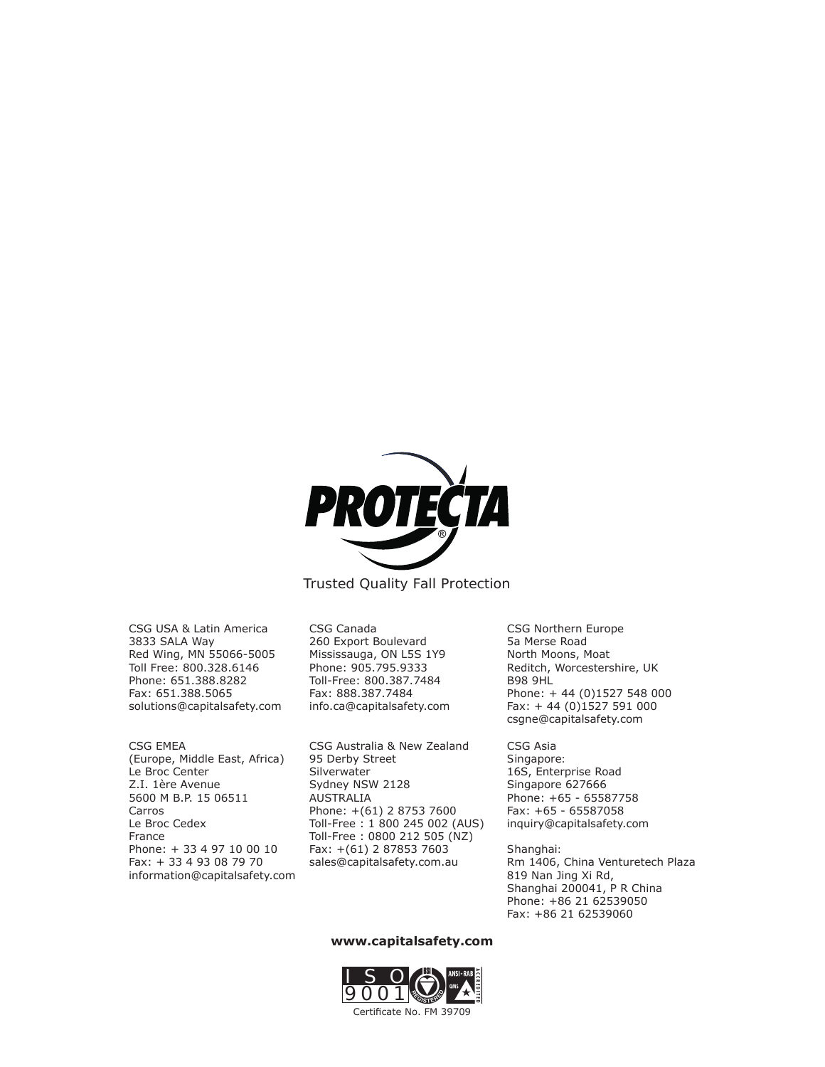PROTECTA®

Trusted Quality Fall Protection

CSG USA & Latin America
3833 SALA Way
Red Wing, MN 55066-5005
Toll Free: 800.328.6146
Phone: 651.388.8282
Fax: 651.388.5065
solutions@capitalsafety.com

CSG Canada
260 Export Boulevard
Mississauga, ON L5S 1Y9
Phone: 905.795.9333
Toll-Free: 800.387.7484
Fax: 888.387.7484
info.ca@capitalsafety.com

CSG Northern Europe
5a Merse Road
North Moons, Moat
Reditch, Worcestershire, UK
B98 9HL
Phone: + 44 (0)1527 548 000
Fax: + 44 (0)1527 591 000
csgne@capitalsafety.com

CSG EMEA
(Europe, Middle East, Africa)
Le Broc Center
Z.I. 1ère Avenue
5600 M B.P. 15 06511
Carros
Le Broc Cedex
France
Phone: + 33 4 97 10 00 10
Fax: + 33 4 93 08 79 70
information@capitalsafety.com

CSG Australia & New Zealand
95 Derby Street
Silverwater
Sydney NSW 2128
AUSTRALIA
Phone: +(61) 2 8753 7600
Toll-Free : 1 800 245 002 (AUS)
Toll-Free : 0800 212 505 (NZ)
Fax: +(61) 2 87853 7603
sales@capitalsafety.com.au

CSG Asia
Singapore:
16S, Enterprise Road
Singapore 627666
Phone: +65 - 65587758
Fax: +65 - 65587058
inquiry@capitalsafety.com

Shanghai:
Rm 1406, China Venturetech Plaza
819 Nan Jing Xi Rd,
Shanghai 200041, P R China
Phone: +86 21 62539050
Fax: +86 21 62539060

**www.capitalsafety.com**

ISO 9001

Certificate No. FM 39709